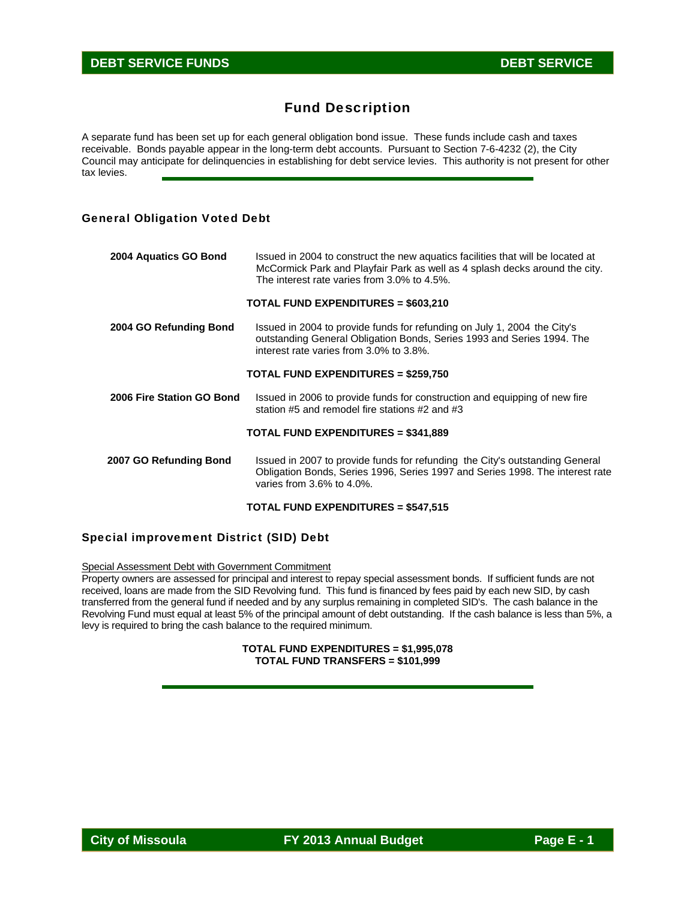# Fund Description

A separate fund has been set up for each general obligation bond issue. These funds include cash and taxes receivable. Bonds payable appear in the long-term debt accounts. Pursuant to Section 7-6-4232 (2), the City Council may anticipate for delinquencies in establishing for debt service levies. This authority is not present for other tax levies.

## General Obligation Voted Debt

**2004 Aquatics GO Bond** — Issued in 2004 to construct the new aquatics facilities that will be located at McCormick Park and Playfair Park as well as 4 splash decks around the city. The interest rate varies from 3.0% to 4.5%.

**TOTAL FUND EXPENDITURES = $603,210**

**2004 GO Refunding Bond** — Issued in 2004 to provide funds for refunding on July 1, 2004 the City's outstanding General Obligation Bonds, Series 1993 and Series 1994. The interest rate varies from 3.0% to 3.8%.

**TOTAL FUND EXPENDITURES = $259,750**

**2006 Fire Station GO Bond** — Issued in 2006 to provide funds for construction and equipping of new fire station #5 and remodel fire stations #2 and #3

**TOTAL FUND EXPENDITURES = $341,889**

**2007 GO Refunding Bond** — Issued in 2007 to provide funds for refunding the City's outstanding General Obligation Bonds, Series 1996, Series 1997 and Series 1998. The interest rate varies from 3.6% to 4.0%.

**TOTAL FUND EXPENDITURES = $547,515**

## Special improvement District (SID) Debt

Special Assessment Debt with Government Commitment

Property owners are assessed for principal and interest to repay special assessment bonds. If sufficient funds are not received, loans are made from the SID Revolving fund. This fund is financed by fees paid by each new SID, by cash transferred from the general fund if needed and by any surplus remaining in completed SID's. The cash balance in the Revolving Fund must equal at least 5% of the principal amount of debt outstanding. If the cash balance is less than 5%, a levy is required to bring the cash balance to the required minimum.

**TOTAL FUND EXPENDITURES = $1,995,078**
**TOTAL FUND TRANSFERS = $101,999**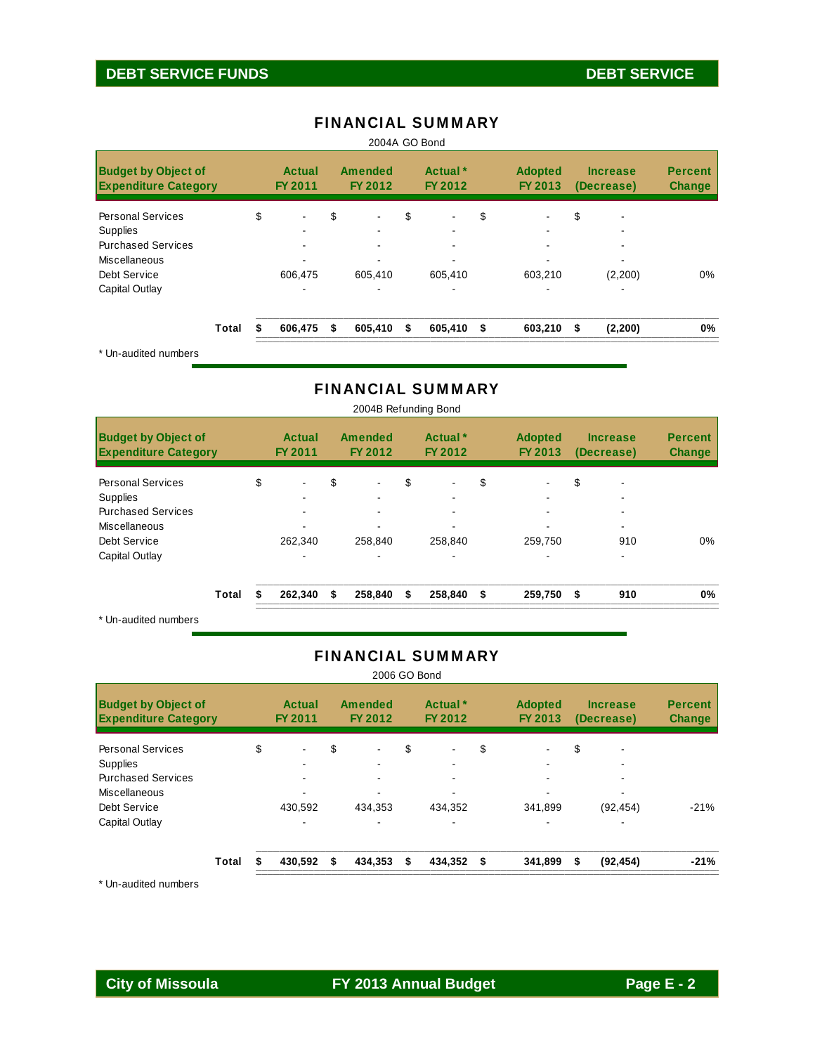# DEBT SERVICE FUNDS — DEBT SERVICE

## FINANCIAL SUMMARY

2004A GO Bond

| Budget by Object of Expenditure Category | Actual FY 2011 | Amended FY 2012 | Actual * FY 2012 | Adopted FY 2013 | Increase (Decrease) | Percent Change |
|---|---|---|---|---|---|---|
| Personal Services | $ - | $ - | $ - | $ - | $ - | |
| Supplies | - | - | - | - | - | |
| Purchased Services | - | - | - | - | - | |
| Miscellaneous | - | - | - | - | - | |
| Debt Service | 606,475 | 605,410 | 605,410 | 603,210 | (2,200) | 0% |
| Capital Outlay | - | - | - | - | - | |
| **Total** | **$ 606,475** | **$ 605,410** | **$ 605,410** | **$ 603,210** | **$ (2,200)** | **0%** |

* Un-audited numbers

## FINANCIAL SUMMARY

2004B Refunding Bond

| Budget by Object of Expenditure Category | Actual FY 2011 | Amended FY 2012 | Actual * FY 2012 | Adopted FY 2013 | Increase (Decrease) | Percent Change |
|---|---|---|---|---|---|---|
| Personal Services | $ - | $ - | $ - | $ - | $ - | |
| Supplies | - | - | - | - | - | |
| Purchased Services | - | - | - | - | - | |
| Miscellaneous | - | - | - | - | - | |
| Debt Service | 262,340 | 258,840 | 258,840 | 259,750 | 910 | 0% |
| Capital Outlay | - | - | - | - | - | |
| **Total** | **$ 262,340** | **$ 258,840** | **$ 258,840** | **$ 259,750** | **$ 910** | **0%** |

* Un-audited numbers

## FINANCIAL SUMMARY

2006 GO Bond

| Budget by Object of Expenditure Category | Actual FY 2011 | Amended FY 2012 | Actual * FY 2012 | Adopted FY 2013 | Increase (Decrease) | Percent Change |
|---|---|---|---|---|---|---|
| Personal Services | $ - | $ - | $ - | $ - | $ - | |
| Supplies | - | - | - | - | - | |
| Purchased Services | - | - | - | - | - | |
| Miscellaneous | - | - | - | - | - | |
| Debt Service | 430,592 | 434,353 | 434,352 | 341,899 | (92,454) | -21% |
| Capital Outlay | - | - | - | - | - | |
| **Total** | **$ 430,592** | **$ 434,353** | **$ 434,352** | **$ 341,899** | **$ (92,454)** | **-21%** |

* Un-audited numbers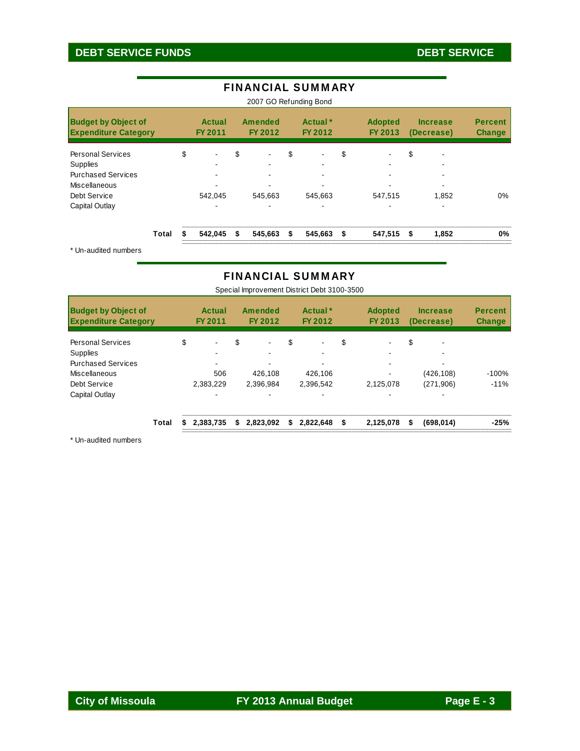## FINANCIAL SUMMARY

2007 GO Refunding Bond

| Budget by Object of Expenditure Category | Actual FY 2011 | Amended FY 2012 | Actual * FY 2012 | Adopted FY 2013 | Increase (Decrease) | Percent Change |
|---|---|---|---|---|---|---|
| Personal Services | $ - | $ - | $ - | $ - | $ - | |
| Supplies | - | - | - | - | - | |
| Purchased Services | - | - | - | - | - | |
| Miscellaneous | - | - | - | - | - | |
| Debt Service | 542,045 | 545,663 | 545,663 | 547,515 | 1,852 | 0% |
| Capital Outlay | - | - | - | - | - | |
| **Total** | **$ 542,045** | **$ 545,663** | **$ 545,663** | **$ 547,515** | **$ 1,852** | **0%** |

\* Un-audited numbers

## FINANCIAL SUMMARY

Special Improvement District Debt 3100-3500

| Budget by Object of Expenditure Category | Actual FY 2011 | Amended FY 2012 | Actual * FY 2012 | Adopted FY 2013 | Increase (Decrease) | Percent Change |
|---|---|---|---|---|---|---|
| Personal Services | $ - | $ - | $ - | $ - | $ - | |
| Supplies | - | - | - | - | - | |
| Purchased Services | - | - | - | - | - | |
| Miscellaneous | 506 | 426,108 | 426,106 | - | (426,108) | -100% |
| Debt Service | 2,383,229 | 2,396,984 | 2,396,542 | 2,125,078 | (271,906) | -11% |
| Capital Outlay | - | - | - | - | - | |
| **Total** | **$ 2,383,735** | **$ 2,823,092** | **$ 2,822,648** | **$ 2,125,078** | **$ (698,014)** | **-25%** |

\* Un-audited numbers